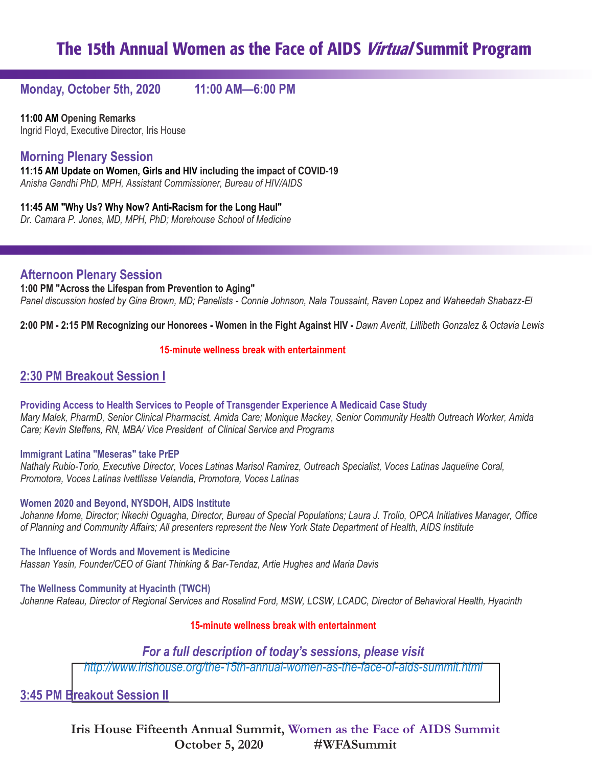# The 15th Annual Women as the Face of AIDS *Virtual* Summit Program

## Monday, October 5th, 2020 11:00 AM—6:00 PM

**11:00 AM Opening Remarks**
Ingrid Floyd, Executive Director, Iris House

## Morning Plenary Session

**11:15 AM Update on Women, Girls and HIV including the impact of COVID-19**
*Anisha Gandhi PhD, MPH, Assistant Commissioner, Bureau of HIV/AIDS*

**11:45 AM "Why Us? Why Now? Anti-Racism for the Long Haul"**
*Dr. Camara P. Jones, MD, MPH, PhD; Morehouse School of Medicine*

## Afternoon Plenary Session

**1:00 PM "Across the Lifespan from Prevention to Aging"**
*Panel discussion hosted by Gina Brown, MD; Panelists - Connie Johnson, Nala Toussaint, Raven Lopez and Waheedah Shabazz-El*

**2:00 PM - 2:15 PM Recognizing our Honorees - Women in the Fight Against HIV -** *Dawn Averitt, Lillibeth Gonzalez & Octavia Lewis*

**15-minute wellness break with entertainment**

## 2:30 PM Breakout Session I

**Providing Access to Health Services to People of Transgender Experience A Medicaid Case Study**
*Mary Malek, PharmD, Senior Clinical Pharmacist, Amida Care; Monique Mackey, Senior Community Health Outreach Worker, Amida Care; Kevin Steffens, RN, MBA/ Vice President of Clinical Service and Programs*

**Immigrant Latina "Meseras" take PrEP**
*Nathaly Rubio-Torio, Executive Director, Voces Latinas Marisol Ramirez, Outreach Specialist, Voces Latinas Jaqueline Coral, Promotora, Voces Latinas Ivettlisse Velandia, Promotora, Voces Latinas*

**Women 2020 and Beyond, NYSDOH, AIDS Institute**
*Johanne Morne, Director; Nkechi Oguagha, Director, Bureau of Special Populations; Laura J. Trolio, OPCA Initiatives Manager, Office of Planning and Community Affairs; All presenters represent the New York State Department of Health, AIDS Institute*

**The Influence of Words and Movement is Medicine**
*Hassan Yasin, Founder/CEO of Giant Thinking & Bar-Tendaz, Artie Hughes and Maria Davis*

**The Wellness Community at Hyacinth (TWCH)**
*Johanne Rateau, Director of Regional Services and Rosalind Ford, MSW, LCSW, LCADC, Director of Behavioral Health, Hyacinth*

**15-minute wellness break with entertainment**

*For a full description of today's sessions, please visit*
*http://www.irishouse.org/the-15th-annual-women-as-the-face-of-aids-summit.html*

## 3:45 PM Breakout Session II

**Iris House Fifteenth Annual Summit, Women as the Face of AIDS Summit**
**October 5, 2020 #WFASummit**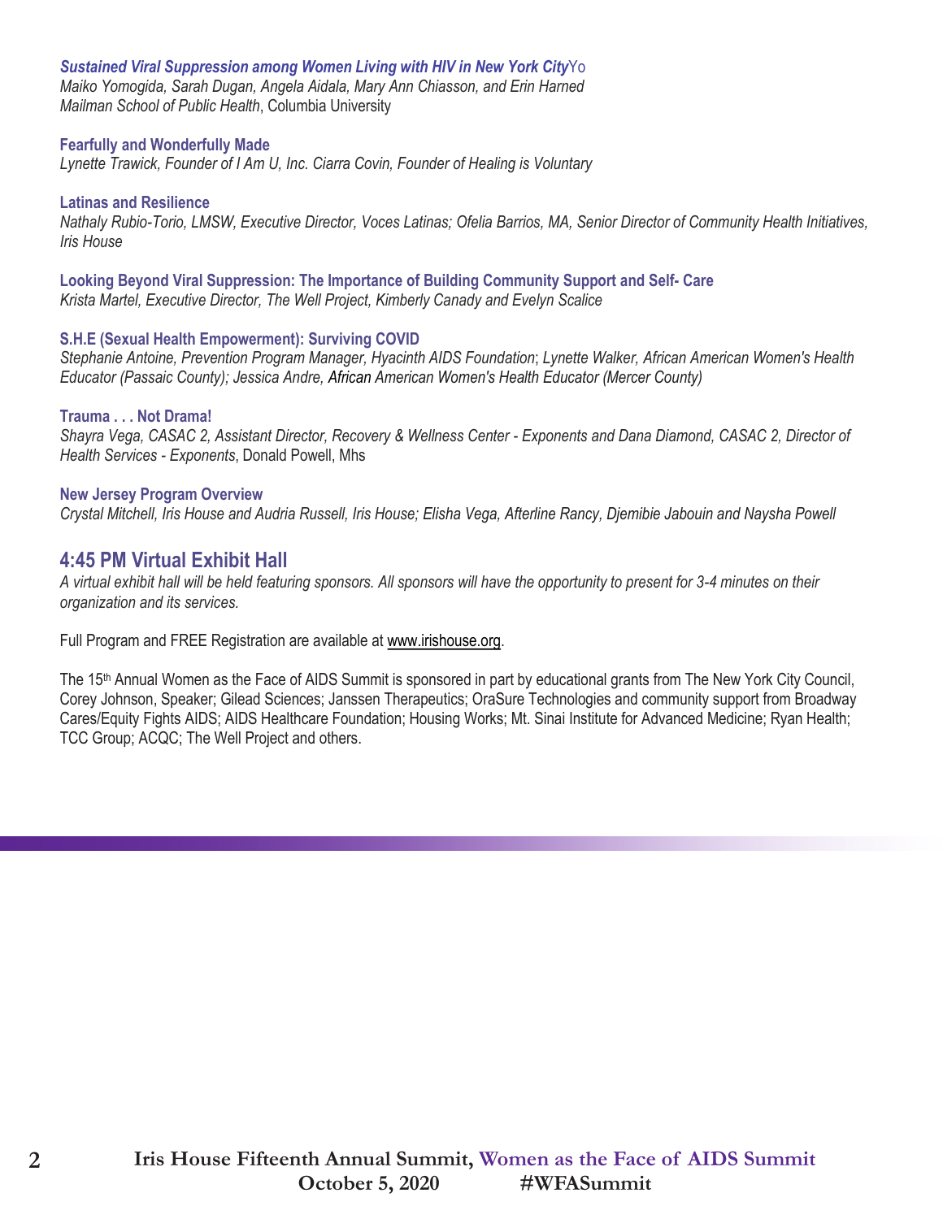***Sustained Viral Suppression among Women Living with HIV in New York City***Yo
*Maiko Yomogida, Sarah Dugan, Angela Aidala, Mary Ann Chiasson, and Erin Harned*
*Mailman School of Public Health*, Columbia University

**Fearfully and Wonderfully Made**
*Lynette Trawick, Founder of I Am U, Inc. Ciarra Covin, Founder of Healing is Voluntary*

**Latinas and Resilience**
*Nathaly Rubio-Torio, LMSW, Executive Director, Voces Latinas; Ofelia Barrios, MA, Senior Director of Community Health Initiatives, Iris House*

**Looking Beyond Viral Suppression: The Importance of Building Community Support and Self- Care**
*Krista Martel, Executive Director, The Well Project, Kimberly Canady and Evelyn Scalice*

**S.H.E (Sexual Health Empowerment): Surviving COVID**
*Stephanie Antoine, Prevention Program Manager, Hyacinth AIDS Foundation*; *Lynette Walker, African American Women's Health Educator (Passaic County); Jessica Andre, African American Women's Health Educator (Mercer County)*

**Trauma . . . Not Drama!**
*Shayra Vega, CASAC 2, Assistant Director, Recovery & Wellness Center - Exponents and Dana Diamond, CASAC 2, Director of Health Services - Exponents*, Donald Powell, Mhs

**New Jersey Program Overview**
*Crystal Mitchell, Iris House and Audria Russell, Iris House; Elisha Vega, Afterline Rancy, Djemibie Jabouin and Naysha Powell*

## 4:45 PM Virtual Exhibit Hall

*A virtual exhibit hall will be held featuring sponsors. All sponsors will have the opportunity to present for 3-4 minutes on their organization and its services.*

Full Program and FREE Registration are available at www.irishouse.org.

The 15th Annual Women as the Face of AIDS Summit is sponsored in part by educational grants from The New York City Council, Corey Johnson, Speaker; Gilead Sciences; Janssen Therapeutics; OraSure Technologies and community support from Broadway Cares/Equity Fights AIDS; AIDS Healthcare Foundation; Housing Works; Mt. Sinai Institute for Advanced Medicine; Ryan Health; TCC Group; ACQC; The Well Project and others.